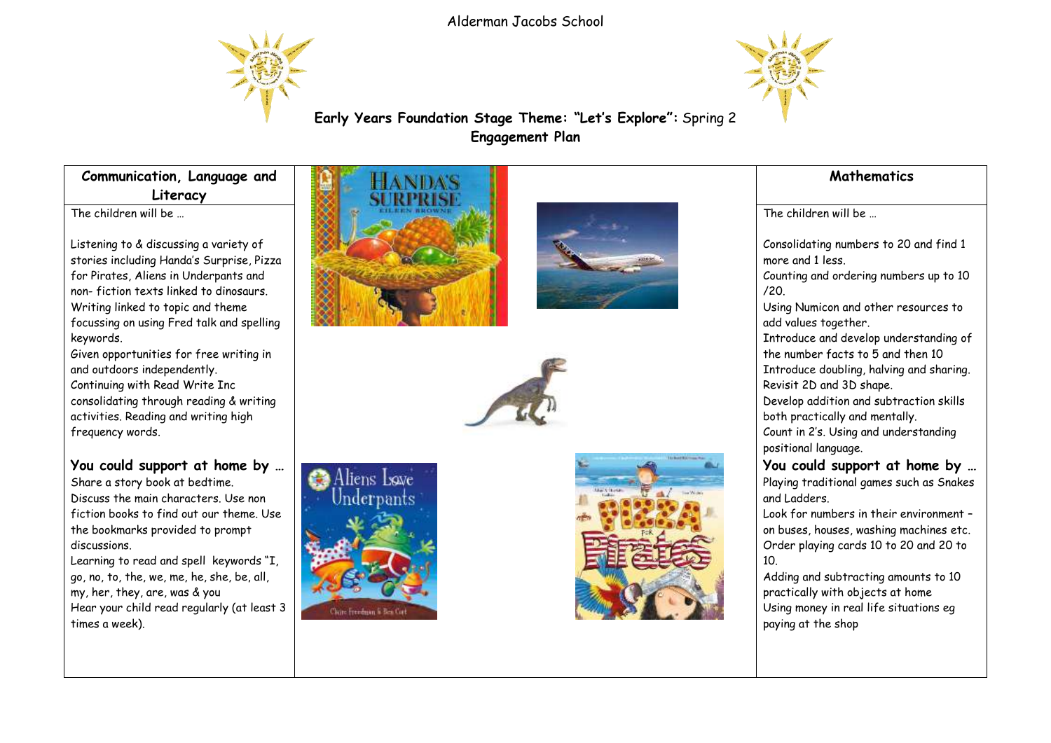Alderman Jacobs School

# Early Years Foundation Stage Theme: "Let's Explore": Spring 2
## Engagement Plan

## Communication, Language and Literacy

The children will be …

Listening to & discussing a variety of stories including Handa's Surprise, Pizza for Pirates, Aliens in Underpants and non- fiction texts linked to dinosaurs.
Writing linked to topic and theme focussing on using Fred talk and spelling keywords.
Given opportunities for free writing in and outdoors independently.
Continuing with Read Write Inc consolidating through reading & writing activities. Reading and writing high frequency words.

### You could support at home by …

Share a story book at bedtime.
Discuss the main characters. Use non fiction books to find out our theme. Use the bookmarks provided to prompt discussions.
Learning to read and spell keywords "I, go, no, to, the, we, me, he, she, be, all, my, her, they, are, was & you
Hear your child read regularly (at least 3 times a week).

## Mathematics

The children will be …

Consolidating numbers to 20 and find 1 more and 1 less.
Counting and ordering numbers up to 10 /20.
Using Numicon and other resources to add values together.
Introduce and develop understanding of the number facts to 5 and then 10
Introduce doubling, halving and sharing.
Revisit 2D and 3D shape.
Develop addition and subtraction skills both practically and mentally.
Count in 2's. Using and understanding positional language.

### You could support at home by …

Playing traditional games such as Snakes and Ladders.
Look for numbers in their environment – on buses, houses, washing machines etc.
Order playing cards 10 to 20 and 20 to 10.
Adding and subtracting amounts to 10 practically with objects at home
Using money in real life situations eg paying at the shop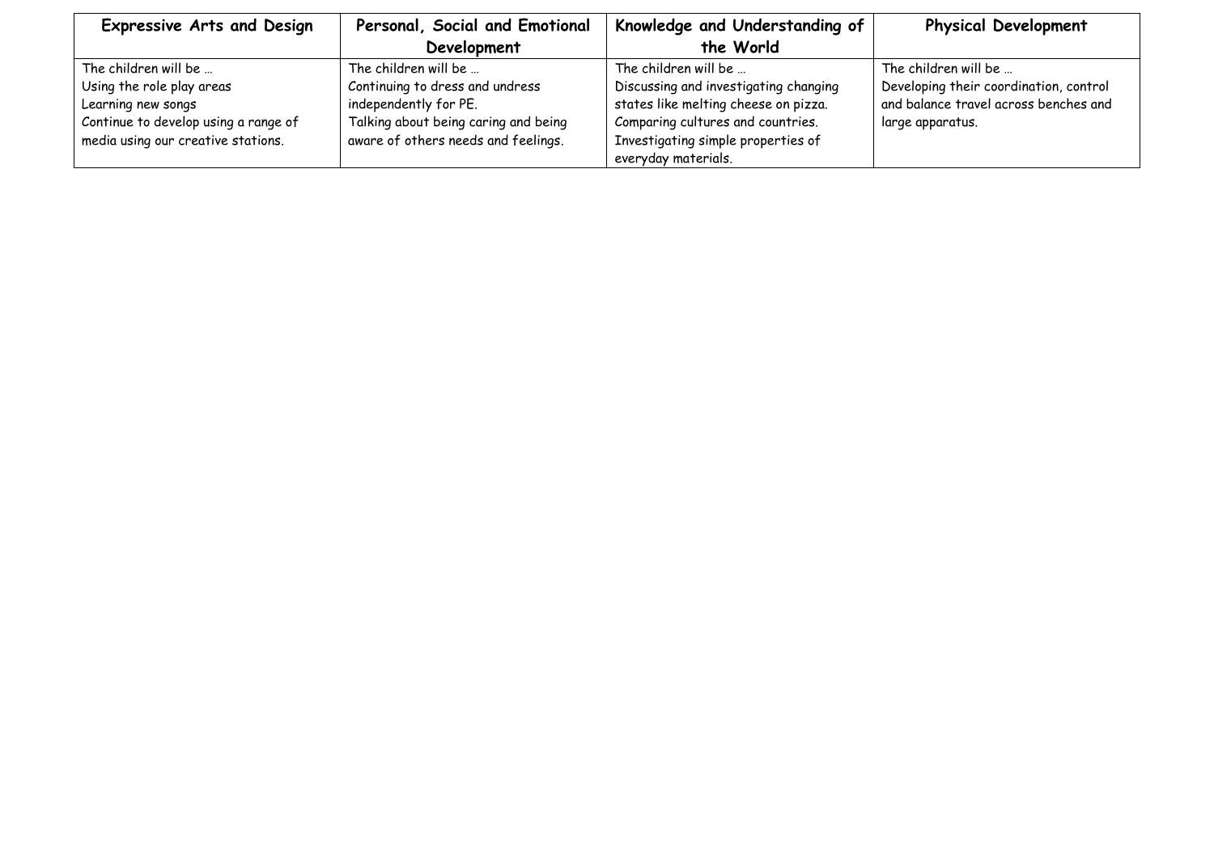| Expressive Arts and Design | Personal, Social and Emotional Development | Knowledge and Understanding of the World | Physical Development |
|---|---|---|---|
| The children will be …<br>Using the role play areas<br>Learning new songs<br>Continue to develop using a range of media using our creative stations. | The children will be …<br>Continuing to dress and undress independently for PE.<br>Talking about being caring and being aware of others needs and feelings. | The children will be …<br>Discussing and investigating changing states like melting cheese on pizza.<br>Comparing cultures and countries.<br>Investigating simple properties of everyday materials. | The children will be …<br>Developing their coordination, control and balance travel across benches and large apparatus. |